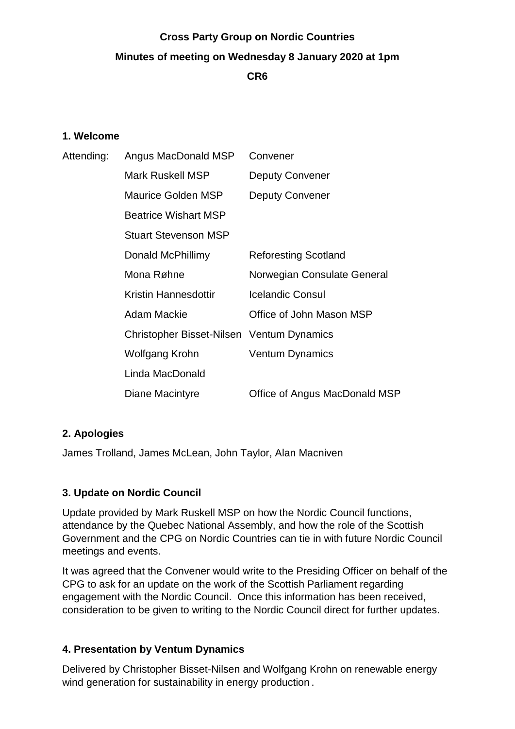**Cross Party Group on Nordic Countries**

**Minutes of meeting on Wednesday 8 January 2020 at 1pm**

**CR6**

## 1. Welcome

| Attending: | | |
|---|---|---|
| | Angus MacDonald MSP | Convener |
| | Mark Ruskell MSP | Deputy Convener |
| | Maurice Golden MSP | Deputy Convener |
| | Beatrice Wishart MSP | |
| | Stuart Stevenson MSP | |
| | Donald McPhillimy | Reforesting Scotland |
| | Mona Røhne | Norwegian Consulate General |
| | Kristin Hannesdottir | Icelandic Consul |
| | Adam Mackie | Office of John Mason MSP |
| | Christopher Bisset-Nilsen | Ventum Dynamics |
| | Wolfgang Krohn | Ventum Dynamics |
| | Linda MacDonald | |
| | Diane Macintyre | Office of Angus MacDonald MSP |

## 2. Apologies

James Trolland, James McLean, John Taylor, Alan Macniven

## 3. Update on Nordic Council

Update provided by Mark Ruskell MSP on how the Nordic Council functions, attendance by the Quebec National Assembly, and how the role of the Scottish Government and the CPG on Nordic Countries can tie in with future Nordic Council meetings and events.

It was agreed that the Convener would write to the Presiding Officer on behalf of the CPG to ask for an update on the work of the Scottish Parliament regarding engagement with the Nordic Council. Once this information has been received, consideration to be given to writing to the Nordic Council direct for further updates.

## 4. Presentation by Ventum Dynamics

Delivered by Christopher Bisset-Nilsen and Wolfgang Krohn on renewable energy wind generation for sustainability in energy production.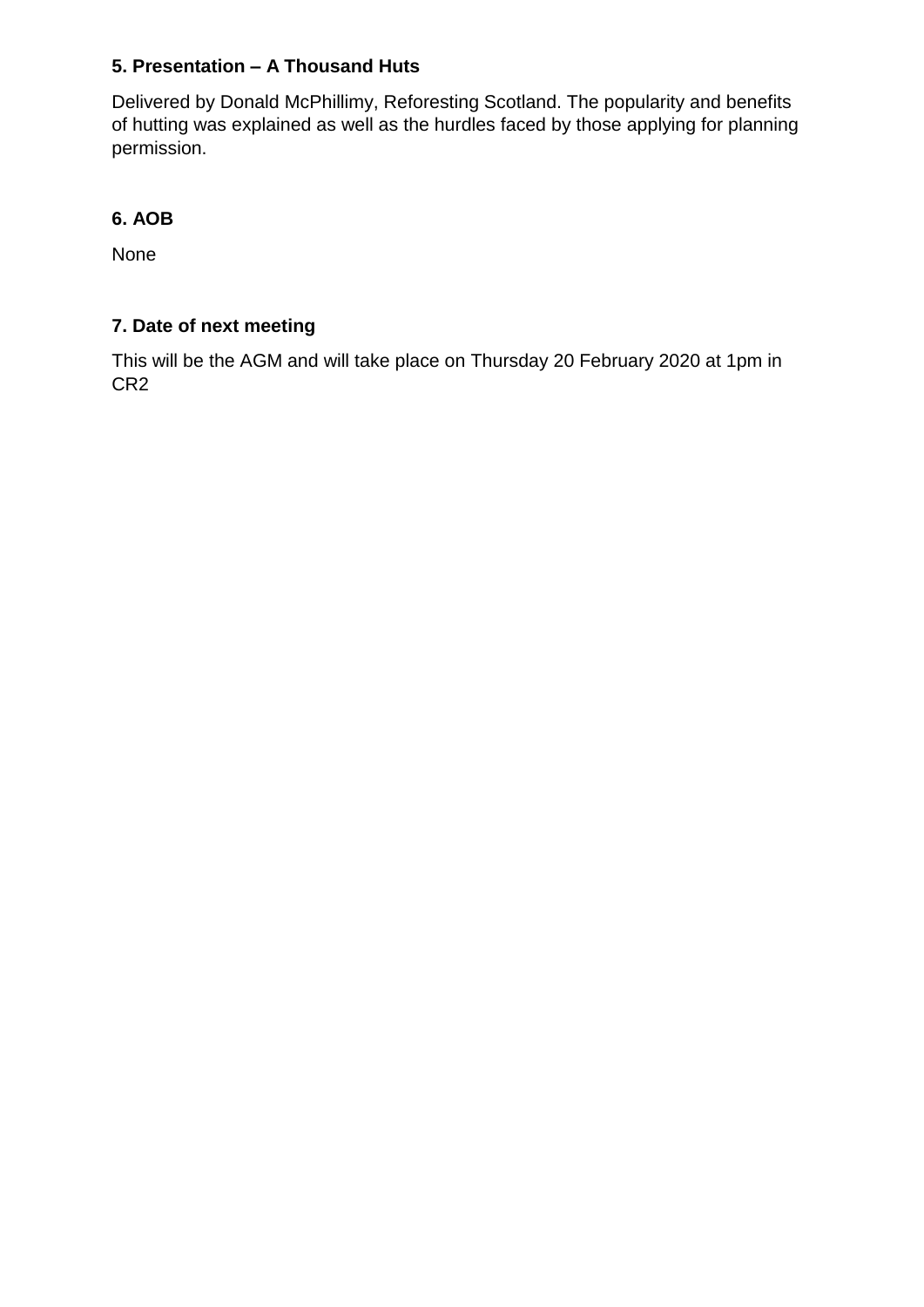### 5. Presentation – A Thousand Huts

Delivered by Donald McPhillimy, Reforesting Scotland. The popularity and benefits of hutting was explained as well as the hurdles faced by those applying for planning permission.

### 6. AOB

None

### 7. Date of next meeting

This will be the AGM and will take place on Thursday 20 February 2020 at 1pm in CR2